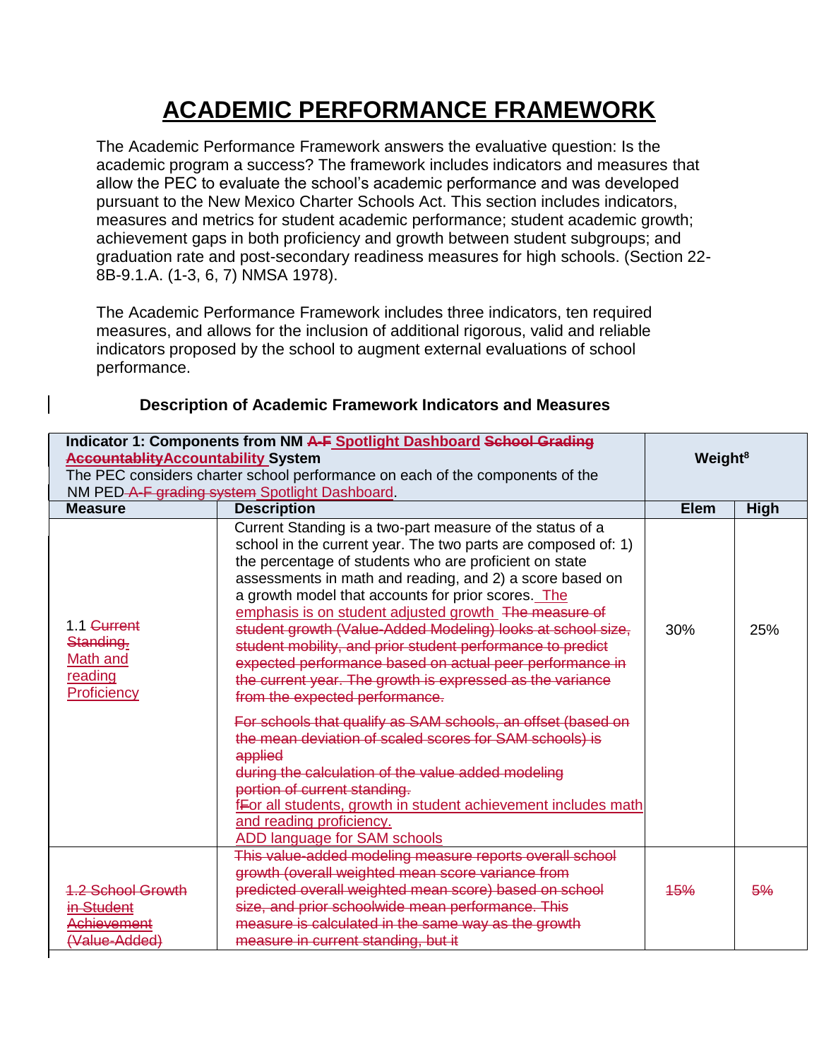# ACADEMIC PERFORMANCE FRAMEWORK

The Academic Performance Framework answers the evaluative question: Is the academic program a success? The framework includes indicators and measures that allow the PEC to evaluate the school's academic performance and was developed pursuant to the New Mexico Charter Schools Act. This section includes indicators, measures and metrics for student academic performance; student academic growth; achievement gaps in both proficiency and growth between student subgroups; and graduation rate and post-secondary readiness measures for high schools. (Section 22-8B-9.1.A. (1-3, 6, 7) NMSA 1978).

The Academic Performance Framework includes three indicators, ten required measures, and allows for the inclusion of additional rigorous, valid and reliable indicators proposed by the school to augment external evaluations of school performance.

### Description of Academic Framework Indicators and Measures

| **Indicator 1: Components from NM ~~A-F~~ Spotlight Dashboard ~~School Grading~~ ~~Accountablity~~Accountability System**<br>The PEC considers charter school performance on each of the components of the NM PED ~~A-F grading system~~ Spotlight Dashboard. | | **Weight[8]** | |
|---|---|---|---|
| **Measure** | **Description** | **Elem** | **High** |
| 1.1 ~~Current Standing,~~ Math and reading Proficiency | Current Standing is a two-part measure of the status of a school in the current year. The two parts are composed of: 1) the percentage of students who are proficient on state assessments in math and reading, and 2) a score based on a growth model that accounts for prior scores. The emphasis is on student adjusted growth ~~The measure of student growth (Value-Added Modeling) looks at school size, student mobility, and prior student performance to predict expected performance based on actual peer performance in the current year. The growth is expressed as the variance from the expected performance.~~<br><br>~~For schools that qualify as SAM schools, an offset (based on the mean deviation of scaled scores for SAM schools) is applied during the calculation of the value added modeling portion of current standing.~~<br>f~~F~~or all students, growth in student achievement includes math and reading proficiency.<br>ADD language for SAM schools | 30% | 25% |
| ~~1.2 School Growth in Student Achievement (Value-Added)~~ | ~~This value-added modeling measure reports overall school growth (overall weighted mean score variance from predicted overall weighted mean score) based on school size, and prior schoolwide mean performance. This measure is calculated in the same way as the growth measure in current standing, but it~~ | ~~15%~~ | ~~5%~~ |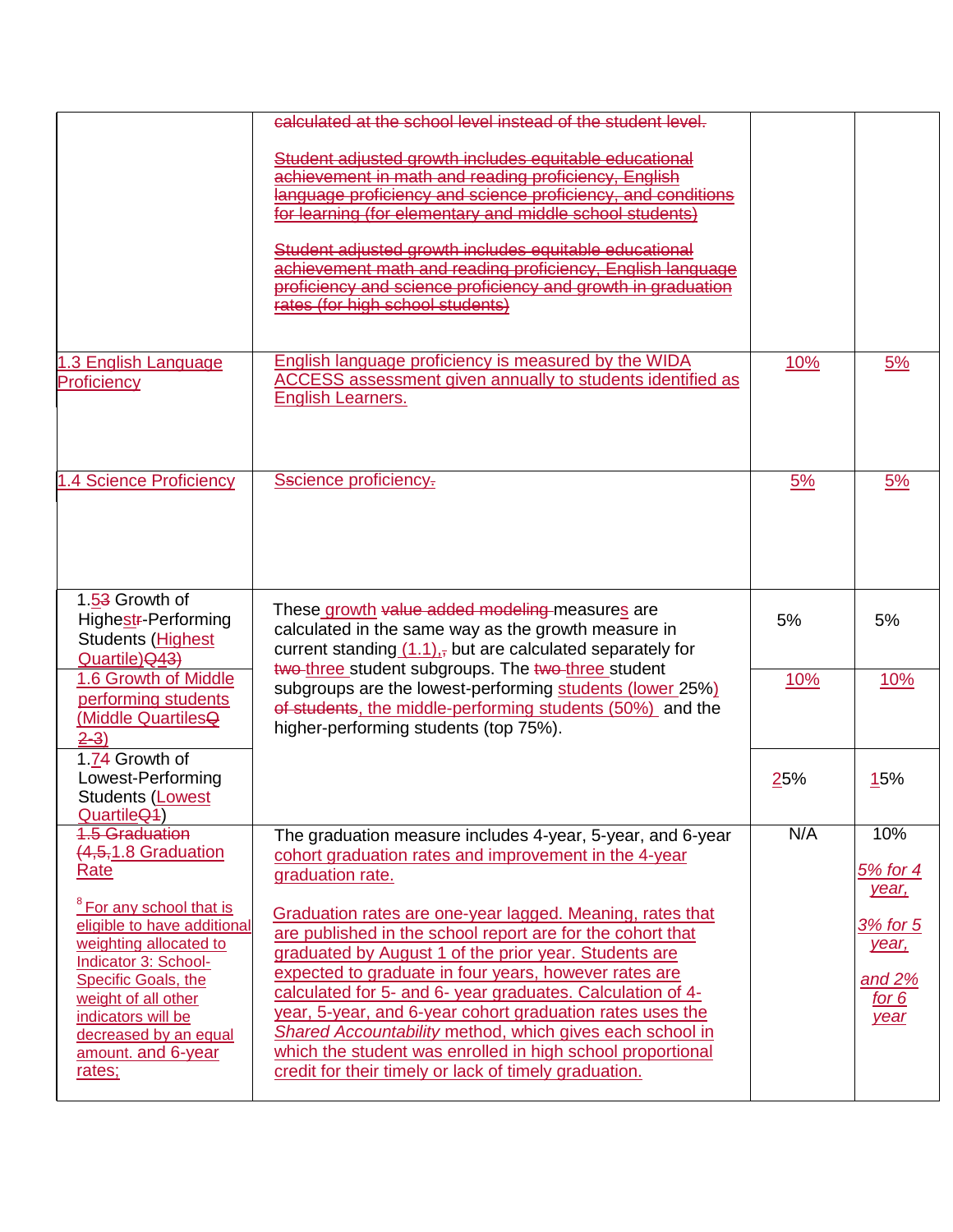| | | | |
|---|---|---|---|
| | calculated at the school level instead of the student level.<br><br>Student adjusted growth includes equitable educational achievement in math and reading proficiency, English language proficiency and science proficiency, and conditions for learning (for elementary and middle school students)<br><br>Student adjusted growth includes equitable educational achievement math and reading proficiency, English language proficiency and science proficiency and growth in graduation rates (for high school students) | | |
| 1.3 English Language Proficiency | English language proficiency is measured by the WIDA ACCESS assessment given annually to students identified as English Learners. | 10% | 5% |
| 1.4 Science Proficiency | Sscience proficiency. | 5% | 5% |
| 1.53 Growth of Highestr-Performing Students (Highest Quartile)Q43) | These growth value added modeling measures are calculated in the same way as the growth measure in current standing (1.1),, but are calculated separately for two three student subgroups. The two three student subgroups are the lowest-performing students (lower 25%) of students, the middle-performing students (50%) and the higher-performing students (top 75%). | 5% | 5% |
| 1.6 Growth of Middle performing students (Middle QuartilesQ 2-3) | | 10% | 10% |
| 1.74 Growth of Lowest-Performing Students (Lowest QuartileQ1) | | 25% | 15% |
| 1.5 Graduation (4,5,1.8 Graduation Rate<br><br>[8] For any school that is eligible to have additional weighting allocated to Indicator 3: School-Specific Goals, the weight of all other indicators will be decreased by an equal amount. and 6-year rates; | The graduation measure includes 4-year, 5-year, and 6-year cohort graduation rates and improvement in the 4-year graduation rate.<br><br>Graduation rates are one-year lagged. Meaning, rates that are published in the school report are for the cohort that graduated by August 1 of the prior year. Students are expected to graduate in four years, however rates are calculated for 5- and 6- year graduates. Calculation of 4-year, 5-year, and 6-year cohort graduation rates uses the *Shared Accountability* method, which gives each school in which the student was enrolled in high school proportional credit for their timely or lack of timely graduation. | N/A | 10%<br><br>*5% for 4 year,*<br><br>*3% for 5 year,*<br><br>*and 2% for 6 year* |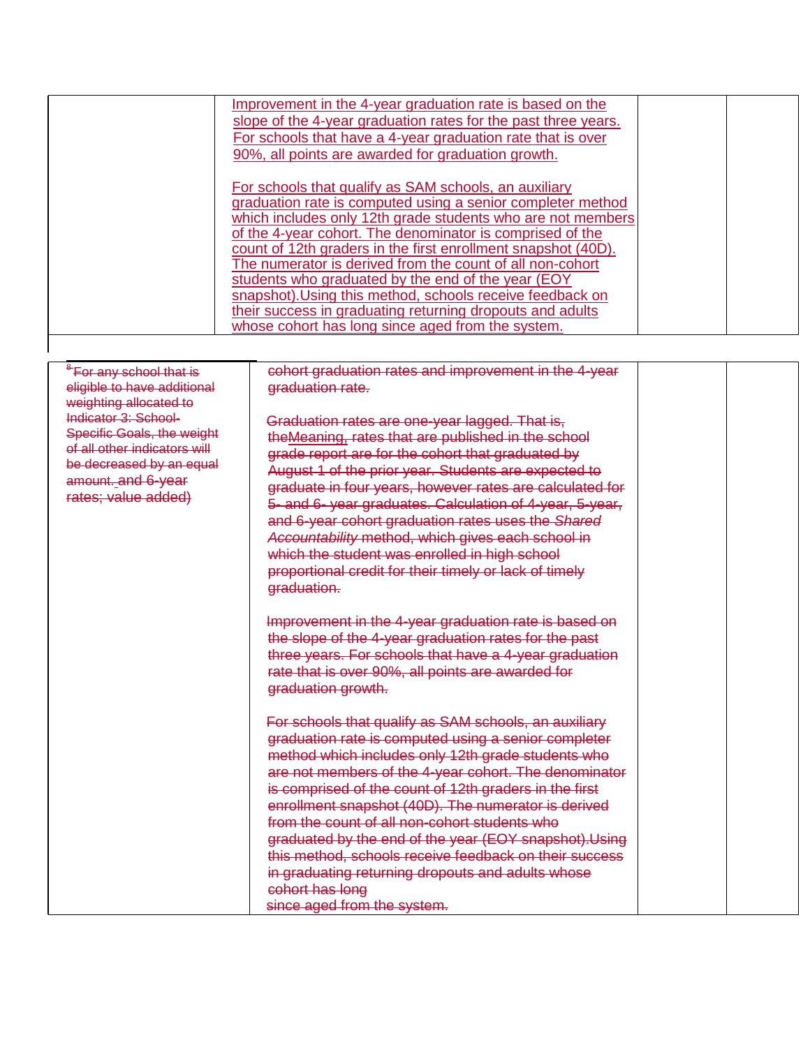| | | | |
|---|---|---|---|
| | Improvement in the 4-year graduation rate is based on the slope of the 4-year graduation rates for the past three years. For schools that have a 4-year graduation rate that is over 90%, all points are awarded for graduation growth.<br><br>For schools that qualify as SAM schools, an auxiliary graduation rate is computed using a senior completer method which includes only 12th grade students who are not members of the 4-year cohort. The denominator is comprised of the count of 12th graders in the first enrollment snapshot (40D). The numerator is derived from the count of all non-cohort students who graduated by the end of the year (EOY snapshot).Using this method, schools receive feedback on their success in graduating returning dropouts and adults whose cohort has long since aged from the system. | | |

| | | | |
|---|---|---|---|
| ~~[8]For any school that is eligible to have additional weighting allocated to Indicator 3: School-Specific Goals, the weight of all other indicators will be decreased by an equal amount. and 6-year rates; value added)~~ | ~~cohort graduation rates and improvement in the 4-year graduation rate.~~<br><br>~~Graduation rates are one-year lagged. That is, the~~Meaning, ~~rates that are published in the school grade report are for the cohort that graduated by August 1 of the prior year. Students are expected to graduate in four years, however rates are calculated for 5- and 6- year graduates. Calculation of 4-year, 5-year, and 6-year cohort graduation rates uses the *Shared Accountability* method, which gives each school in which the student was enrolled in high school proportional credit for their timely or lack of timely graduation.~~<br><br>~~Improvement in the 4-year graduation rate is based on the slope of the 4-year graduation rates for the past three years. For schools that have a 4-year graduation rate that is over 90%, all points are awarded for graduation growth.~~<br><br>~~For schools that qualify as SAM schools, an auxiliary graduation rate is computed using a senior completer method which includes only 12th grade students who are not members of the 4-year cohort. The denominator is comprised of the count of 12th graders in the first enrollment snapshot (40D). The numerator is derived from the count of all non-cohort students who graduated by the end of the year (EOY snapshot).Using this method, schools receive feedback on their success in graduating returning dropouts and adults whose cohort has long since aged from the system.~~ | | |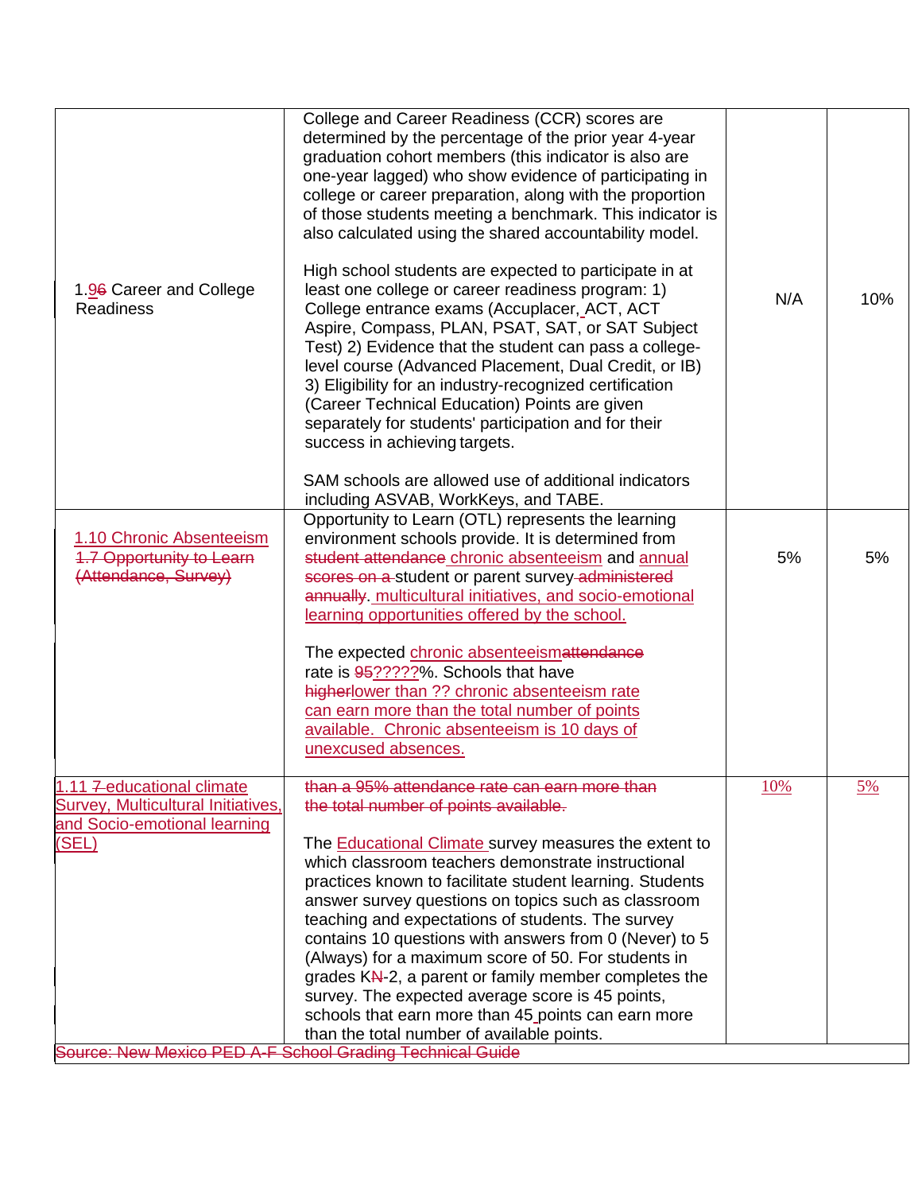| | | | |
|---|---|---|---|
| 1.96 Career and College Readiness | College and Career Readiness (CCR) scores are determined by the percentage of the prior year 4-year graduation cohort members (this indicator is also are one-year lagged) who show evidence of participating in college or career preparation, along with the proportion of those students meeting a benchmark. This indicator is also calculated using the shared accountability model.<br><br>High school students are expected to participate in at least one college or career readiness program: 1) College entrance exams (Accuplacer, ACT, ACT Aspire, Compass, PLAN, PSAT, SAT, or SAT Subject Test) 2) Evidence that the student can pass a college-level course (Advanced Placement, Dual Credit, or IB) 3) Eligibility for an industry-recognized certification (Career Technical Education) Points are given separately for students' participation and for their success in achieving targets.<br><br>SAM schools are allowed use of additional indicators including ASVAB, WorkKeys, and TABE. | N/A | 10% |
| 1.10 Chronic Absenteeism<br>~~1.7 Opportunity to Learn (Attendance, Survey)~~ | Opportunity to Learn (OTL) represents the learning environment schools provide. It is determined from ~~student attendance~~ chronic absenteeism and annual ~~scores on a~~ student or parent survey ~~administered annually~~. multicultural initiatives, and socio-emotional learning opportunities offered by the school.<br><br>The expected chronic absenteeism~~attendance~~ rate is ~~95~~?????%. Schools that have ~~higher~~lower than ?? chronic absenteeism rate can earn more than the total number of points available. Chronic absenteeism is 10 days of unexcused absences. | 5% | 5% |
| 1.11 ~~7~~ educational climate Survey, Multicultural Initiatives, and Socio-emotional learning (SEL) | ~~than a 95% attendance rate can earn more than the total number of points available.~~<br><br>The Educational Climate survey measures the extent to which classroom teachers demonstrate instructional practices known to facilitate student learning. Students answer survey questions on topics such as classroom teaching and expectations of students. The survey contains 10 questions with answers from 0 (Never) to 5 (Always) for a maximum score of 50. For students in grades K~~N~~-2, a parent or family member completes the survey. The expected average score is 45 points, schools that earn more than 45 points can earn more than the total number of available points. | 10% | 5% |

~~Source: New Mexico PED A-F School Grading Technical Guide~~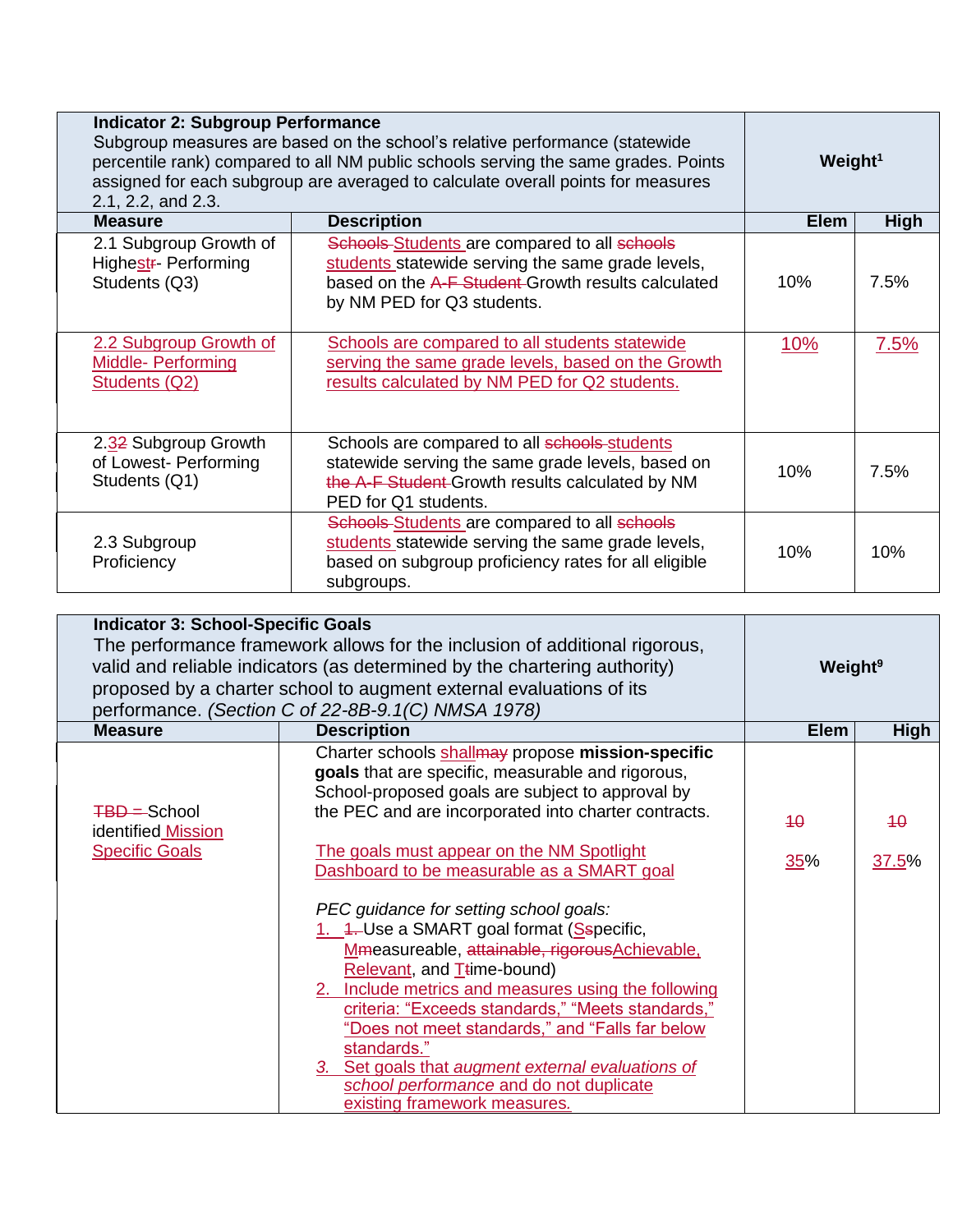| **Indicator 2: Subgroup Performance** Subgroup measures are based on the school's relative performance (statewide percentile rank) compared to all NM public schools serving the same grades. Points assigned for each subgroup are averaged to calculate overall points for measures 2.1, 2.2, and 2.3. | | **Weight[1]** | |
|---|---|---|---|
| **Measure** | **Description** | **Elem** | **High** |
| 2.1 Subgroup Growth of Highestr- Performing Students (Q3) | Schools Students are compared to all schools students statewide serving the same grade levels, based on the A-F Student Growth results calculated by NM PED for Q3 students. | 10% | 7.5% |
| 2.2 Subgroup Growth of Middle- Performing Students (Q2) | Schools are compared to all students statewide serving the same grade levels, based on the Growth results calculated by NM PED for Q2 students. | 10% | 7.5% |
| 2.32 Subgroup Growth of Lowest- Performing Students (Q1) | Schools are compared to all schools students statewide serving the same grade levels, based on the A-F Student Growth results calculated by NM PED for Q1 students. | 10% | 7.5% |
| 2.3 Subgroup Proficiency | Schools Students are compared to all schools students statewide serving the same grade levels, based on subgroup proficiency rates for all eligible subgroups. | 10% | 10% |

| **Indicator 3: School-Specific Goals** The performance framework allows for the inclusion of additional rigorous, valid and reliable indicators (as determined by the chartering authority) proposed by a charter school to augment external evaluations of its performance. *(Section C of 22-8B-9.1(C) NMSA 1978)* | | **Weight[9]** | |
|---|---|---|---|
| **Measure** | **Description** | **Elem** | **High** |
| TBD – School identified Mission Specific Goals | Charter schools shallmay propose **mission-specific goals** that are specific, measurable and rigorous, School-proposed goals are subject to approval by the PEC and are incorporated into charter contracts.<br><br>The goals must appear on the NM Spotlight Dashboard to be measurable as a SMART goal<br><br>*PEC guidance for setting school goals:*<br>1. 1. Use a SMART goal format (Sspecific, Mmeasureable, attainable, rigorousAchievable, Relevant, and Ttime-bound)<br>2. Include metrics and measures using the following criteria: "Exceeds standards," "Meets standards," "Does not meet standards," and "Falls far below standards."<br>3. Set goals that *augment external evaluations of school performance* and do not duplicate existing framework measures. | 10<br><br>35% | 10<br><br>37.5% |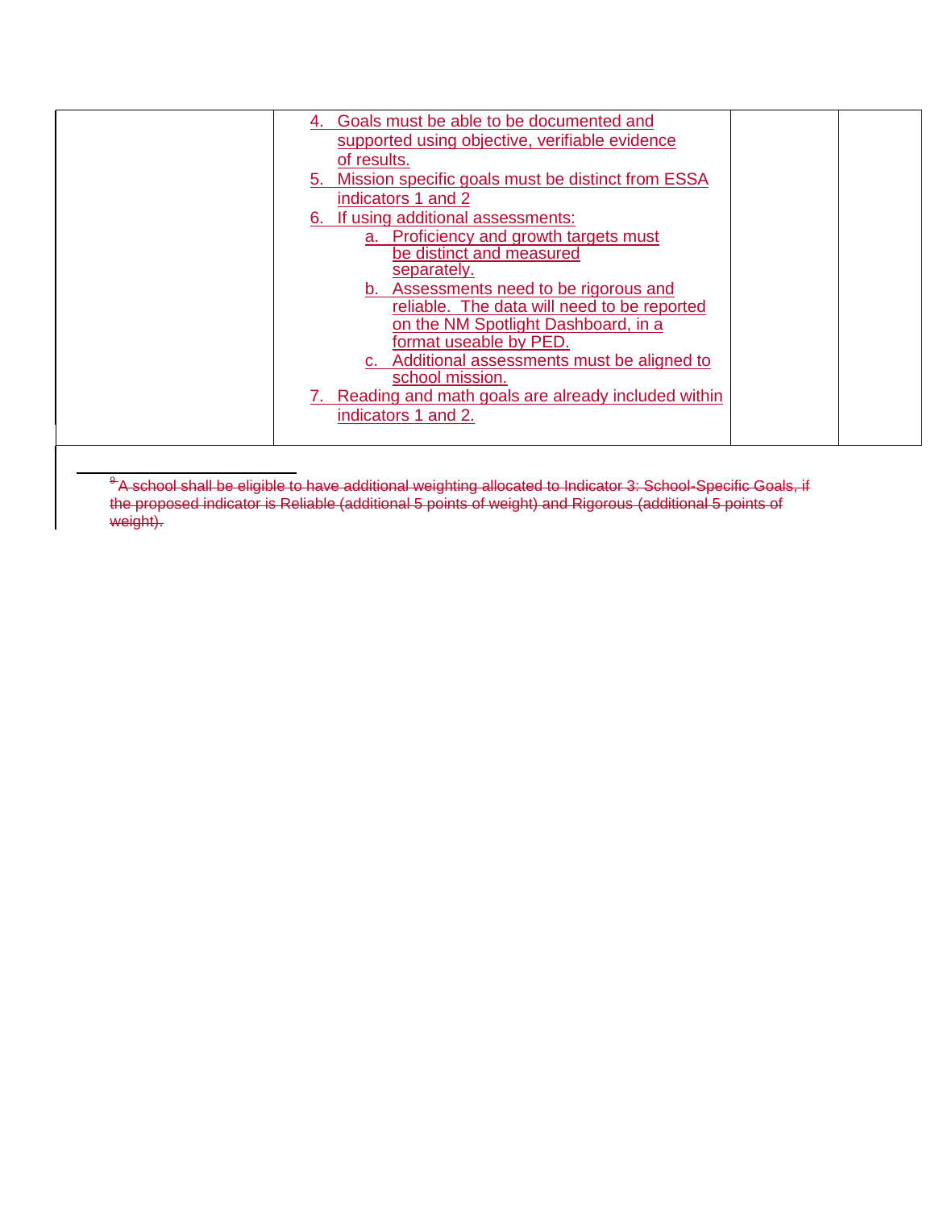| | | | |
|---|---|---|---|
| | 4. Goals must be able to be documented and supported using objective, verifiable evidence of results.<br>5. Mission specific goals must be distinct from ESSA indicators 1 and 2<br>6. If using additional assessments:<br>a. Proficiency and growth targets must be distinct and measured separately.<br>b. Assessments need to be rigorous and reliable. The data will need to be reported on the NM Spotlight Dashboard, in a format useable by PED.<br>c. Additional assessments must be aligned to school mission.<br>7. Reading and math goals are already included within indicators 1 and 2. | | |

~~[9] A school shall be eligible to have additional weighting allocated to Indicator 3: School-Specific Goals, if the proposed indicator is Reliable (additional 5 points of weight) and Rigorous (additional 5 points of weight).~~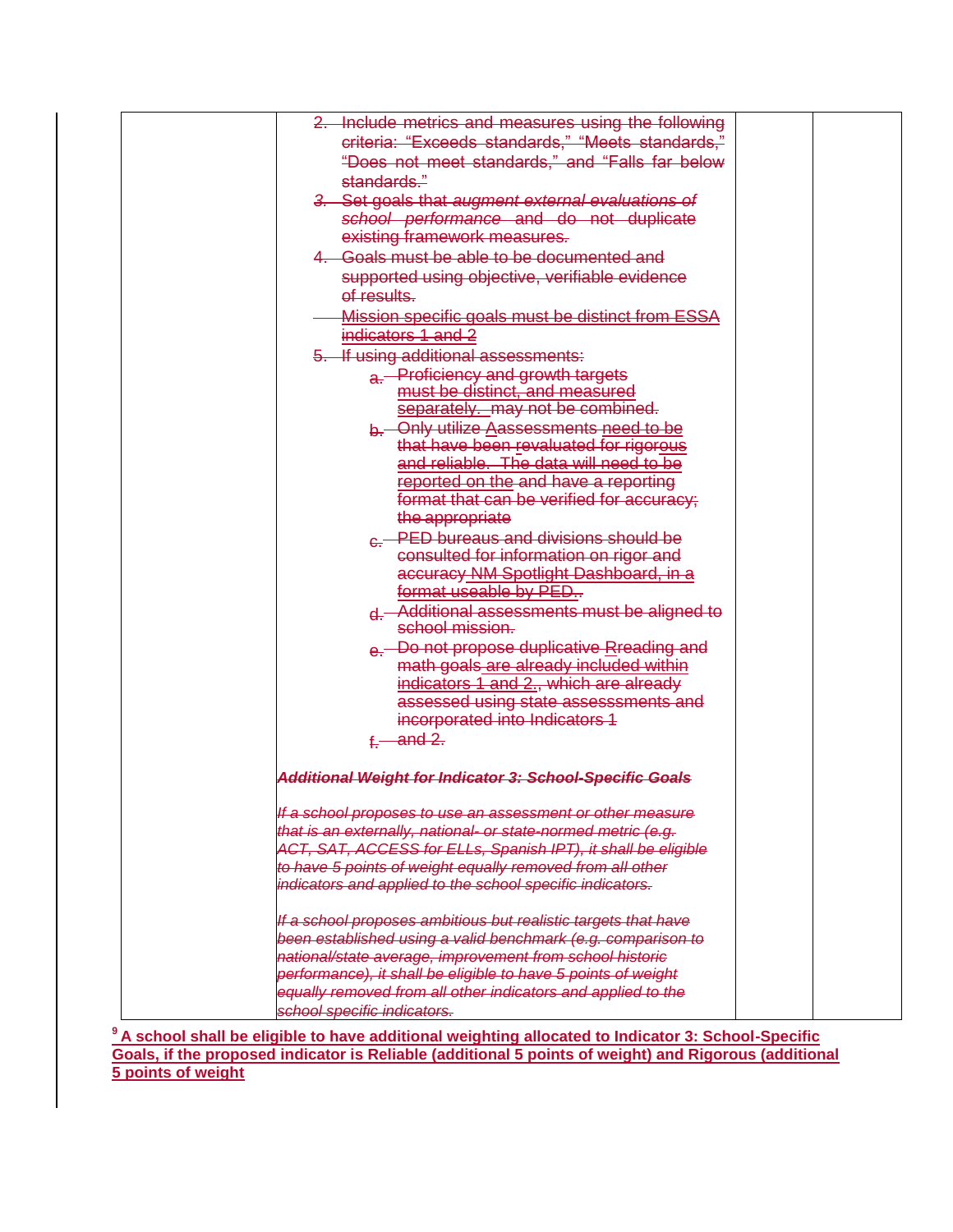| | 2. Include metrics and measures using the following criteria: "Exceeds standards," "Meets standards," "Does not meet standards," and "Falls far below standards."<br>3. Set goals that *augment external evaluations of school performance* and do not duplicate existing framework measures.<br>4. Goals must be able to be documented and supported using objective, verifiable evidence of results.<br>Mission specific goals must be distinct from ESSA indicators 1 and 2<br>5. If using additional assessments:<br>a. Proficiency and growth targets must be distinct, and measured separately. may not be combined.<br>b. Only utilize Aassessments need to be that have been revaluated for rigorous and reliable. The data will need to be reported on the and have a reporting format that can be verified for accuracy; the appropriate<br>c. PED bureaus and divisions should be consulted for information on rigor and accuracy NM Spotlight Dashboard, in a format useable by PED..<br>d. Additional assessments must be aligned to school mission.<br>e. Do not propose duplicative Rreading and math goals are already included within indicators 1 and 2., which are already assessed using state assesssments and incorporated into Indicators 1<br>f. and 2.<br><br>***Additional Weight for Indicator 3: School-Specific Goals***<br><br>*If a school proposes to use an assessment or other measure that is an externally, national- or state-normed metric (e.g. ACT, SAT, ACCESS for ELLs, Spanish IPT), it shall be eligible to have 5 points of weight equally removed from all other indicators and applied to the school specific indicators.*<br><br>*If a school proposes ambitious but realistic targets that have been established using a valid benchmark (e.g. comparison to national/state average, improvement from school historic performance), it shall be eligible to have 5 points of weight equally removed from all other indicators and applied to the school specific indicators.* | | |
|---|---|---|---|

[9] **A school shall be eligible to have additional weighting allocated to Indicator 3: School-Specific Goals, if the proposed indicator is Reliable (additional 5 points of weight) and Rigorous (additional 5 points of weight**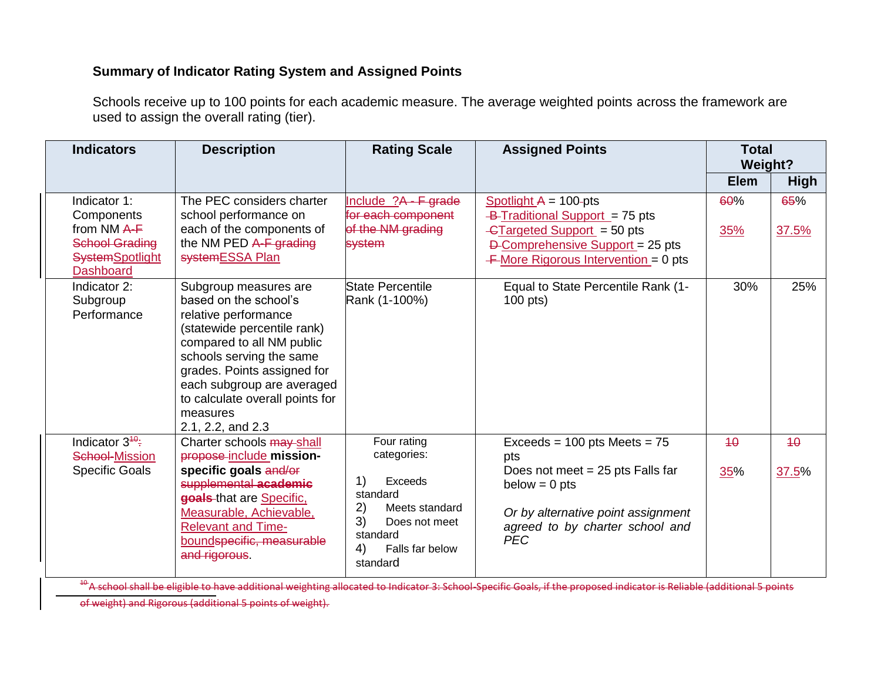**Summary of Indicator Rating System and Assigned Points**

Schools receive up to 100 points for each academic measure. The average weighted points across the framework are used to assign the overall rating (tier).

| Indicators | Description | Rating Scale | Assigned Points | Total Weight? | |
|---|---|---|---|---|---|
| | | | | Elem | High |
| Indicator 1: Components from NM A-F School Grading SystemSpotlight Dashboard | The PEC considers charter school performance on each of the components of the NM PED A-F grading systemESSA Plan | Include ?A - F grade for each component of the NM grading system | Spotlight A = 100 pts<br>B Traditional Support = 75 pts<br>CTargeted Support = 50 pts<br>D Comprehensive Support = 25 pts<br>F More Rigorous Intervention = 0 pts | 60%<br><br>35% | 65%<br><br>37.5% |
| Indicator 2: Subgroup Performance | Subgroup measures are based on the school's relative performance (statewide percentile rank) compared to all NM public schools serving the same grades. Points assigned for each subgroup are averaged to calculate overall points for measures 2.1, 2.2, and 2.3 | State Percentile Rank (1-100%) | Equal to State Percentile Rank (1-100 pts) | 30% | 25% |
| Indicator 3[10]: School-Mission Specific Goals | Charter schools may shall propose include **mission-specific goals** and/or supplemental **academic goals** that are Specific, Measurable, Achievable, Relevant and Time-boundspecific, measurable and rigorous. | Four rating categories:<br>1) Exceeds standard<br>2) Meets standard<br>3) Does not meet standard<br>4) Falls far below standard | Exceeds = 100 pts Meets = 75 pts<br>Does not meet = 25 pts Falls far below = 0 pts<br><br>*Or by alternative point assignment agreed to by charter school and PEC* | 10<br><br>35% | 10<br><br>37.5% |

[10] A school shall be eligible to have additional weighting allocated to Indicator 3: School-Specific Goals, if the proposed indicator is Reliable (additional 5 points of weight) and Rigorous (additional 5 points of weight).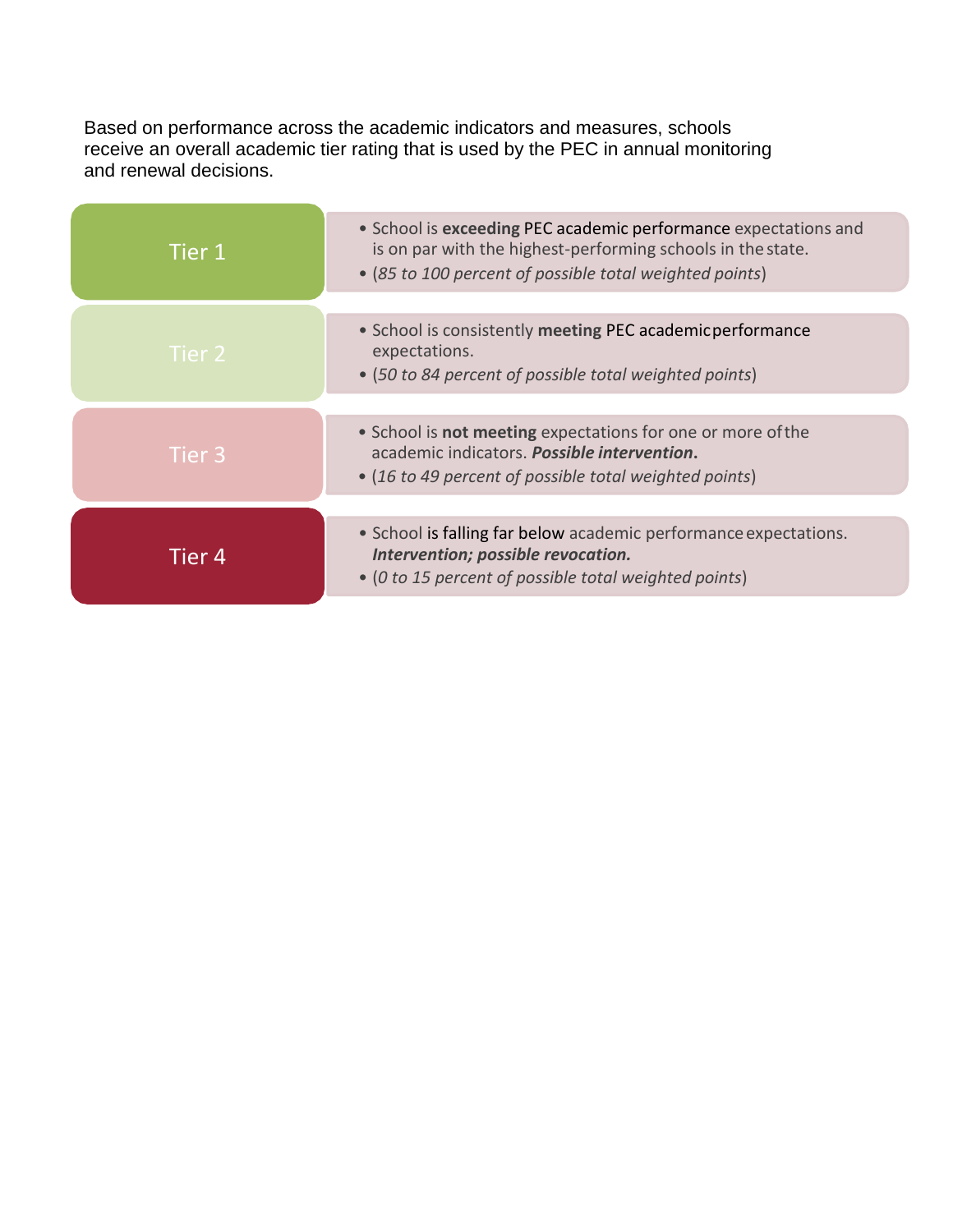Based on performance across the academic indicators and measures, schools receive an overall academic tier rating that is used by the PEC in annual monitoring and renewal decisions.

| | |
|---|---|
| Tier 1 | • School is **exceeding** PEC academic performance expectations and is on par with the highest-performing schools in the state.<br>• (*85 to 100 percent of possible total weighted points*) |
| Tier 2 | • School is consistently **meeting** PEC academic performance expectations.<br>• (*50 to 84 percent of possible total weighted points*) |
| Tier 3 | • School is **not meeting** expectations for one or more of the academic indicators. ***Possible intervention.***<br>• (*16 to 49 percent of possible total weighted points*) |
| Tier 4 | • School is falling far below academic performance expectations. ***Intervention; possible revocation.***<br>• (*0 to 15 percent of possible total weighted points*) |